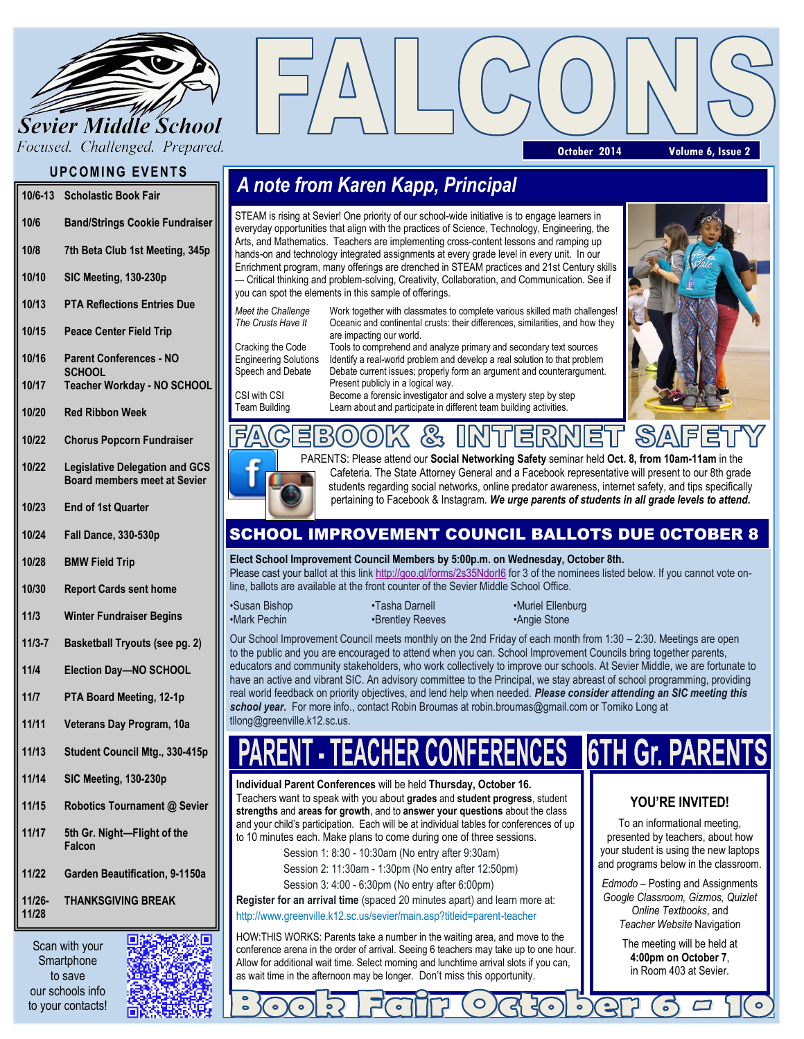# FALCONS

**Sevier Middle School**

*Focused. Challenged. Prepared.*

October 2014 | Volume 6, Issue 2

## UPCOMING EVENTS

| Date | Event |
|---|---|
| 10/6-13 | Scholastic Book Fair |
| 10/6 | Band/Strings Cookie Fundraiser |
| 10/8 | 7th Beta Club 1st Meeting, 345p |
| 10/10 | SIC Meeting, 130-230p |
| 10/13 | PTA Reflections Entries Due |
| 10/15 | Peace Center Field Trip |
| 10/16 | Parent Conferences - NO SCHOOL |
| 10/17 | Teacher Workday - NO SCHOOL |
| 10/20 | Red Ribbon Week |
| 10/22 | Chorus Popcorn Fundraiser |
| 10/22 | Legislative Delegation and GCS Board members meet at Sevier |
| 10/23 | End of 1st Quarter |
| 10/24 | Fall Dance, 330-530p |
| 10/28 | BMW Field Trip |
| 10/30 | Report Cards sent home |
| 11/3 | Winter Fundraiser Begins |
| 11/3-7 | Basketball Tryouts (see pg. 2) |
| 11/4 | Election Day—NO SCHOOL |
| 11/7 | PTA Board Meeting, 12-1p |
| 11/11 | Veterans Day Program, 10a |
| 11/13 | Student Council Mtg., 330-415p |
| 11/14 | SIC Meeting, 130-230p |
| 11/15 | Robotics Tournament @ Sevier |
| 11/17 | 5th Gr. Night—Flight of the Falcon |
| 11/22 | Garden Beautification, 9-1150a |
| 11/26-11/28 | THANKSGIVING BREAK |

Scan with your Smartphone to save our schools info to your contacts!

## A note from Karen Kapp, Principal

STEAM is rising at Sevier! One priority of our school-wide initiative is to engage learners in everyday opportunities that align with the practices of Science, Technology, Engineering, the Arts, and Mathematics. Teachers are implementing cross-content lessons and ramping up hands-on and technology integrated assignments at every grade level in every unit. In our Enrichment program, many offerings are drenched in STEAM practices and 21st Century skills — Critical thinking and problem-solving, Creativity, Collaboration, and Communication. See if you can spot the elements in this sample of offerings.

| | |
|---|---|
| *Meet the Challenge* | Work together with classmates to complete various skilled math challenges! |
| *The Crusts Have It* | Oceanic and continental crusts: their differences, similarities, and how they are impacting our world. |
| Cracking the Code | Tools to comprehend and analyze primary and secondary text sources |
| Engineering Solutions | Identify a real-world problem and develop a real solution to that problem |
| Speech and Debate | Debate current issues; properly form an argument and counterargument. Present publicly in a logical way. |
| CSI with CSI | Become a forensic investigator and solve a mystery step by step |
| Team Building | Learn about and participate in different team building activities. |

## FACEBOOK & INTERNET SAFETY

PARENTS: Please attend our **Social Networking Safety** seminar held **Oct. 8, from 10am-11am** in the Cafeteria. The State Attorney General and a Facebook representative will present to our 8th grade students regarding social networks, online predator awareness, internet safety, and tips specifically pertaining to Facebook & Instagram. ***We urge parents of students in all grade levels to attend.***

## SCHOOL IMPROVEMENT COUNCIL BALLOTS DUE OCTOBER 8

**Elect School Improvement Council Members by 5:00p.m. on Wednesday, October 8th.**
Please cast your ballot at this link http://goo.gl/forms/2s35Ndorl6 for 3 of the nominees listed below. If you cannot vote online, ballots are available at the front counter of the Sevier Middle School Office.

- Susan Bishop
- Mark Pechin
- Tasha Darnell
- Brentley Reeves
- Muriel Ellenburg
- Angie Stone

Our School Improvement Council meets monthly on the 2nd Friday of each month from 1:30 – 2:30. Meetings are open to the public and you are encouraged to attend when you can. School Improvement Councils bring together parents, educators and community stakeholders, who work collectively to improve our schools. At Sevier Middle, we are fortunate to have an active and vibrant SIC. An advisory committee to the Principal, we stay abreast of school programming, providing real world feedback on priority objectives, and lend help when needed. ***Please consider attending an SIC meeting this school year.*** For more info., contact Robin Broumas at robin.broumas@gmail.com or Tomiko Long at tllong@greenville.k12.sc.us.

## PARENT - TEACHER CONFERENCES

**Individual Parent Conferences** will be held **Thursday, October 16.**
Teachers want to speak with you about **grades** and **student progress**, student **strengths** and **areas for growth**, and to **answer your questions** about the class and your child's participation. Each will be at individual tables for conferences of up to 10 minutes each. Make plans to come during one of three sessions.

Session 1: 8:30 - 10:30am (No entry after 9:30am)
Session 2: 11:30am - 1:30pm (No entry after 12:50pm)
Session 3: 4:00 - 6:30pm (No entry after 6:00pm)

**Register for an arrival time** (spaced 20 minutes apart) and learn more at:
http://www.greenville.k12.sc.us/sevier/main.asp?titleid=parent-teacher

HOW:THIS WORKS: Parents take a number in the waiting area, and move to the conference arena in the order of arrival. Seeing 6 teachers may take up to one hour. Allow for additional wait time. Select morning and lunchtime arrival slots if you can, as wait time in the afternoon may be longer. Don't miss this opportunity.

## 6TH Gr. PARENTS

**YOU'RE INVITED!**

To an informational meeting, presented by teachers, about how your student is using the new laptops and programs below in the classroom.

*Edmodo* – Posting and Assignments
*Google Classroom, Gizmos, Quizlet*
*Online Textbooks*, and
*Teacher Website* Navigation

The meeting will be held at **4:00pm on October 7**, in Room 403 at Sevier.

## Book Fair October 6 - 10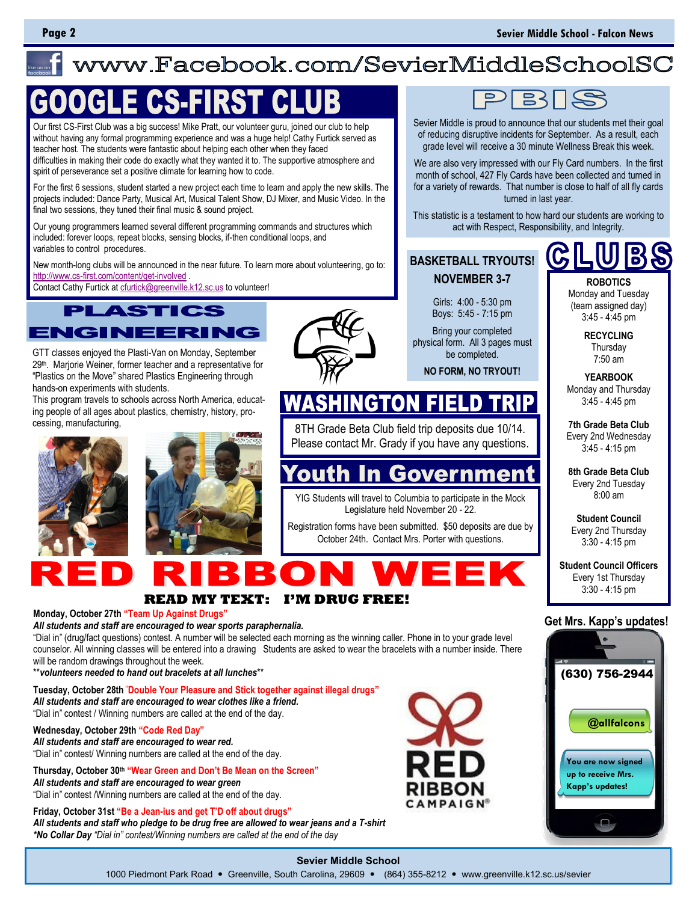www.Facebook.com/SevierMiddleSchoolSC

# GOOGLE CS-FIRST CLUB

Our first CS-First Club was a big success! Mike Pratt, our volunteer guru, joined our club to help without having any formal programming experience and was a huge help! Cathy Furtick served as teacher host. The students were fantastic about helping each other when they faced difficulties in making their code do exactly what they wanted it to. The supportive atmosphere and spirit of perseverance set a positive climate for learning how to code.

For the first 6 sessions, student started a new project each time to learn and apply the new skills. The projects included: Dance Party, Musical Art, Musical Talent Show, DJ Mixer, and Music Video. In the final two sessions, they tuned their final music & sound project.

Our young programmers learned several different programming commands and structures which included: forever loops, repeat blocks, sensing blocks, if-then conditional loops, and variables to control procedures.

New month-long clubs will be announced in the near future. To learn more about volunteering, go to: http://www.cs-first.com/content/get-involved .
Contact Cathy Furtick at cfurtick@greenville.k12.sc.us to volunteer!

# PBIS

Sevier Middle is proud to announce that our students met their goal of reducing disruptive incidents for September. As a result, each grade level will receive a 30 minute Wellness Break this week.

We are also very impressed with our Fly Card numbers. In the first month of school, 427 Fly Cards have been collected and turned in for a variety of rewards. That number is close to half of all fly cards turned in last year.

This statistic is a testament to how hard our students are working to act with Respect, Responsibility, and Integrity.

# PLASTICS ENGINEERING

GTT classes enjoyed the Plasti-Van on Monday, September 29th. Marjorie Weiner, former teacher and a representative for "Plastics on the Move" shared Plastics Engineering through hands-on experiments with students.
This program travels to schools across North America, educating people of all ages about plastics, chemistry, history, processing, manufacturing,

## BASKETBALL TRYOUTS!
## NOVEMBER 3-7

Girls: 4:00 - 5:30 pm
Boys: 5:45 - 7:15 pm

Bring your completed physical form. All 3 pages must be completed.

**NO FORM, NO TRYOUT!**

# CLUBS

**ROBOTICS**
Monday and Tuesday
(team assigned day)
3:45 - 4:45 pm

**RECYCLING**
Thursday
7:50 am

**YEARBOOK**
Monday and Thursday
3:45 - 4:45 pm

**7th Grade Beta Club**
Every 2nd Wednesday
3:45 - 4:15 pm

**8th Grade Beta Club**
Every 2nd Tuesday
8:00 am

**Student Council**
Every 2nd Thursday
3:30 - 4:15 pm

**Student Council Officers**
Every 1st Thursday
3:30 - 4:15 pm

# WASHINGTON FIELD TRIP

8TH Grade Beta Club field trip deposits due 10/14.
Please contact Mr. Grady if you have any questions.

# Youth In Government

YIG Students will travel to Columbia to participate in the Mock Legislature held November 20 - 22.

Registration forms have been submitted. $50 deposits are due by October 24th. Contact Mrs. Porter with questions.

# RED RIBBON WEEK

## READ MY TEXT: I'M DRUG FREE!

**Monday, October 27th "Team Up Against Drugs"**
***All students and staff are encouraged to wear sports paraphernalia.***
"Dial in" (drug/fact questions) contest. A number will be selected each morning as the winning caller. Phone in to your grade level counselor. All winning classes will be entered into a drawing Students are asked to wear the bracelets with a number inside. There will be random drawings throughout the week.
*\*\*volunteers needed to hand out bracelets at all lunches\*\**

**Tuesday, October 28th "Double Your Pleasure and Stick together against illegal drugs"**
***All students and staff are encouraged to wear clothes like a friend.***
"Dial in" contest / Winning numbers are called at the end of the day.

**Wednesday, October 29th "Code Red Day"**
***All students and staff are encouraged to wear red.***
"Dial in" contest/ Winning numbers are called at the end of the day.

**Thursday, October 30th "Wear Green and Don't Be Mean on the Screen"**
***All students and staff are encouraged to wear green***
"Dial in" contest /Winning numbers are called at the end of the day.

**Friday, October 31st "Be a Jean-ius and get T'D off about drugs"**
***All students and staff who pledge to be drug free are allowed to wear jeans and a T-shirt***
***\*No Collar Day** "Dial in" contest/Winning numbers are called at the end of the day*

RED RIBBON CAMPAIGN®

## Get Mrs. Kapp's updates!

(630) 756-2944

@allfalcons

You are now signed up to receive Mrs. Kapp's updates!

**Sevier Middle School**
1000 Piedmont Park Road • Greenville, South Carolina, 29609 • (864) 355-8212 • www.greenville.k12.sc.us/sevier